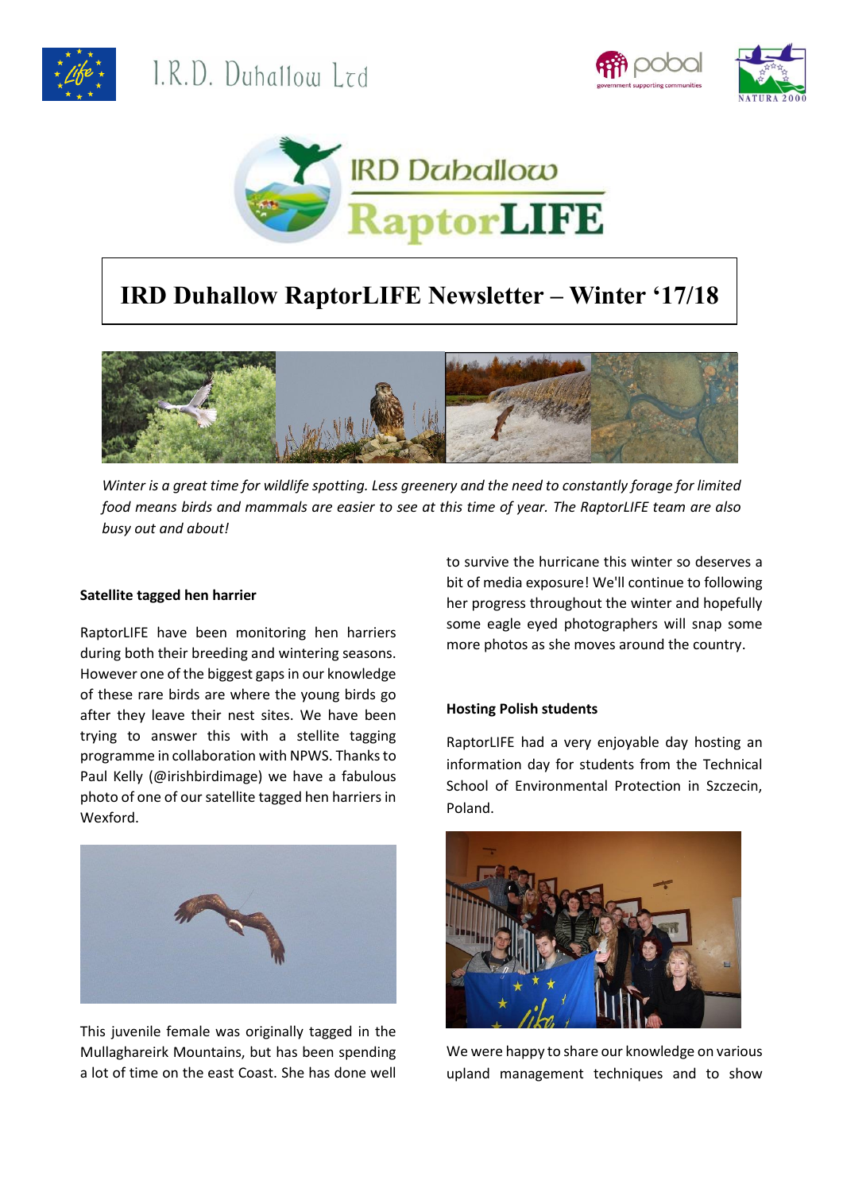I.R.D. Duhallow Ltd

# IRD Duhallow RaptorLIFE Newsletter – Winter '17/18

*Winter is a great time for wildlife spotting. Less greenery and the need to constantly forage for limited food means birds and mammals are easier to see at this time of year. The RaptorLIFE team are also busy out and about!*

**Satellite tagged hen harrier**

RaptorLIFE have been monitoring hen harriers during both their breeding and wintering seasons. However one of the biggest gaps in our knowledge of these rare birds are where the young birds go after they leave their nest sites. We have been trying to answer this with a stellite tagging programme in collaboration with NPWS. Thanks to Paul Kelly (@irishbirdimage) we have a fabulous photo of one of our satellite tagged hen harriers in Wexford.

This juvenile female was originally tagged in the Mullaghareirk Mountains, but has been spending a lot of time on the east Coast. She has done well to survive the hurricane this winter so deserves a bit of media exposure! We'll continue to following her progress throughout the winter and hopefully some eagle eyed photographers will snap some more photos as she moves around the country.

**Hosting Polish students**

RaptorLIFE had a very enjoyable day hosting an information day for students from the Technical School of Environmental Protection in Szczecin, Poland.

We were happy to share our knowledge on various upland management techniques and to show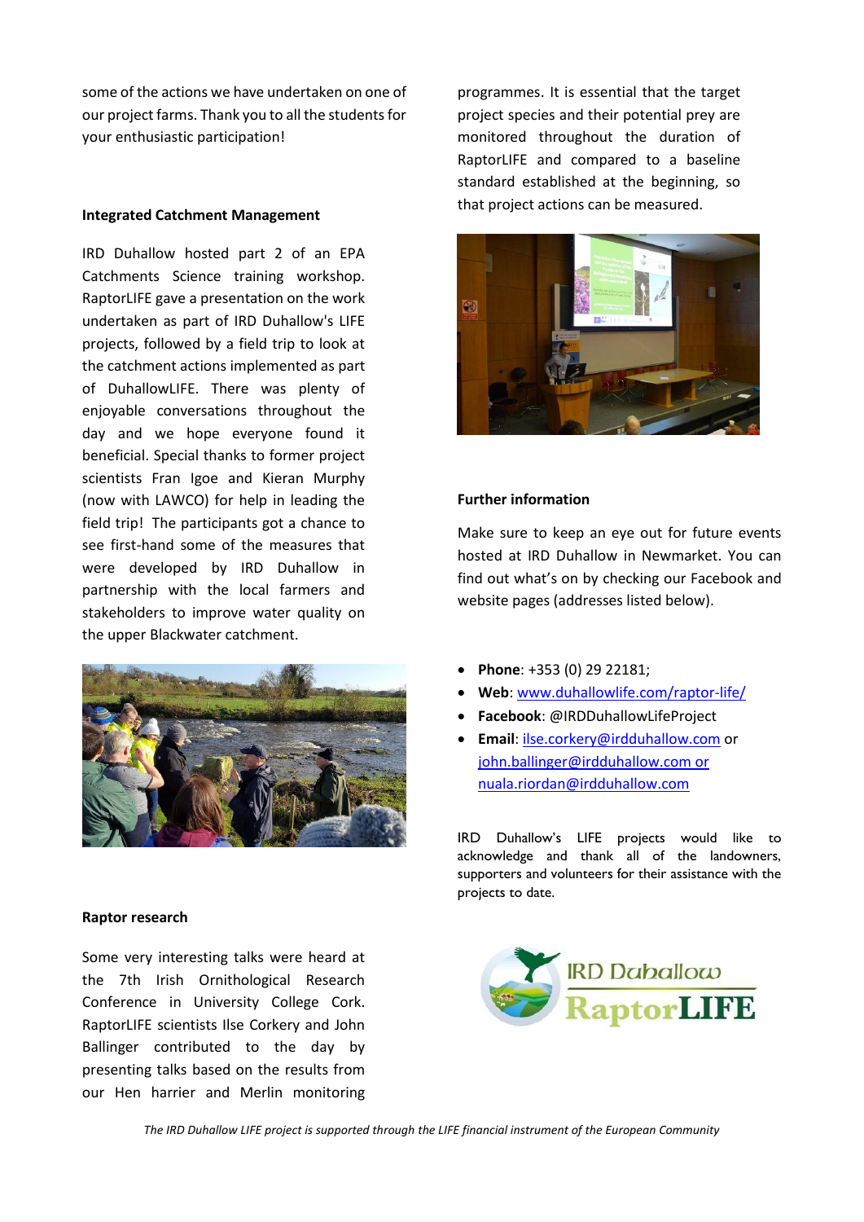some of the actions we have undertaken on one of our project farms. Thank you to all the students for your enthusiastic participation!

**Integrated Catchment Management**

IRD Duhallow hosted part 2 of an EPA Catchments Science training workshop. RaptorLIFE gave a presentation on the work undertaken as part of IRD Duhallow's LIFE projects, followed by a field trip to look at the catchment actions implemented as part of DuhallowLIFE. There was plenty of enjoyable conversations throughout the day and we hope everyone found it beneficial. Special thanks to former project scientists Fran Igoe and Kieran Murphy (now with LAWCO) for help in leading the field trip! The participants got a chance to see first-hand some of the measures that were developed by IRD Duhallow in partnership with the local farmers and stakeholders to improve water quality on the upper Blackwater catchment.

**Raptor research**

Some very interesting talks were heard at the 7th Irish Ornithological Research Conference in University College Cork. RaptorLIFE scientists Ilse Corkery and John Ballinger contributed to the day by presenting talks based on the results from our Hen harrier and Merlin monitoring programmes. It is essential that the target project species and their potential prey are monitored throughout the duration of RaptorLIFE and compared to a baseline standard established at the beginning, so that project actions can be measured.

**Further information**

Make sure to keep an eye out for future events hosted at IRD Duhallow in Newmarket. You can find out what's on by checking our Facebook and website pages (addresses listed below).

- **Phone**: +353 (0) 29 22181;
- **Web**: www.duhallowlife.com/raptor-life/
- **Facebook**: @IRDDuhallowLifeProject
- **Email**: ilse.corkery@irdduhallow.com or john.ballinger@irdduhallow.com or nuala.riordan@irdduhallow.com

IRD Duhallow's LIFE projects would like to acknowledge and thank all of the landowners, supporters and volunteers for their assistance with the projects to date.

IRD Duhallow RaptorLIFE

*The IRD Duhallow LIFE project is supported through the LIFE financial instrument of the European Community*